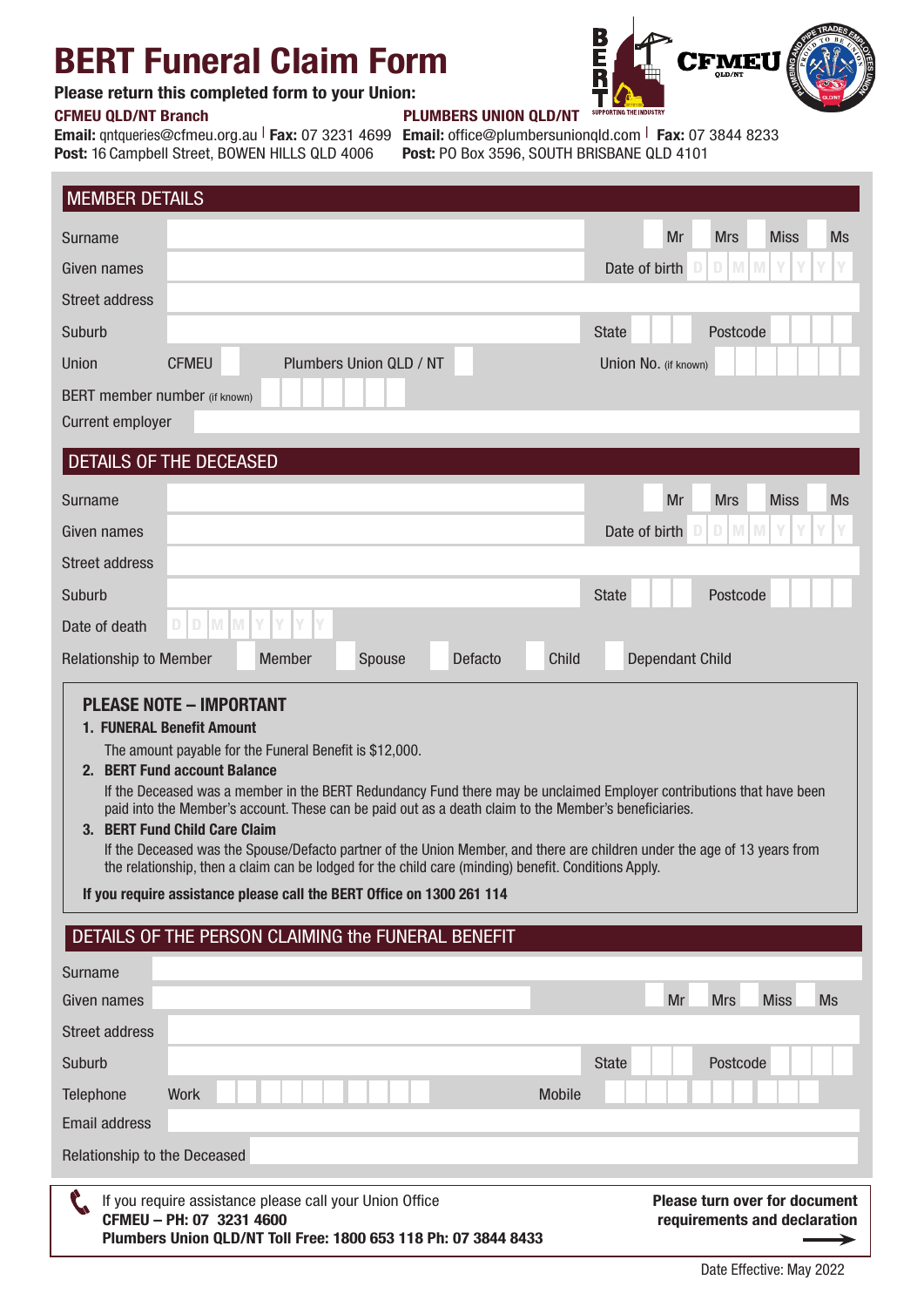# BERT Funeral Claim Form

**Please return this completed form to your Union:**

**CFMEU QLD/NT Branch**
**Email:** qntqueries@cfmeu.org.au | **Fax:** 07 3231 4699
**Post:** 16 Campbell Street, BOWEN HILLS QLD 4006

**PLUMBERS UNION QLD/NT**
**Email:** office@plumbersunionqld.com | **Fax:** 07 3844 8233
**Post:** PO Box 3596, SOUTH BRISBANE QLD 4101

## MEMBER DETAILS

Surname ______ Mr ☐ Mrs ☐ Miss ☐ Ms ☐

Given names ______ Date of birth D D M M Y Y Y Y

Street address ______

Suburb ______ State ______ Postcode ______

Union CFMEU ☐ Plumbers Union QLD / NT ☐ Union No. (if known) ______

BERT member number (if known) ______

Current employer ______

## DETAILS OF THE DECEASED

Surname ______ Mr ☐ Mrs ☐ Miss ☐ Ms ☐

Given names ______ Date of birth D D M M Y Y Y Y

Street address ______

Suburb ______ State ______ Postcode ______

Date of death D D M M Y Y Y Y

Relationship to Member ☐ Member ☐ Spouse ☐ Defacto ☐ Child ☐ Dependant Child

### PLEASE NOTE – IMPORTANT

1. **FUNERAL Benefit Amount**
   The amount payable for the Funeral Benefit is $12,000.
2. **BERT Fund account Balance**
   If the Deceased was a member in the BERT Redundancy Fund there may be unclaimed Employer contributions that have been paid into the Member's account. These can be paid out as a death claim to the Member's beneficiaries.
3. **BERT Fund Child Care Claim**
   If the Deceased was the Spouse/Defacto partner of the Union Member, and there are children under the age of 13 years from the relationship, then a claim can be lodged for the child care (minding) benefit. Conditions Apply.

**If you require assistance please call the BERT Office on 1300 261 114**

## DETAILS OF THE PERSON CLAIMING the FUNERAL BENEFIT

Surname ______

Given names ______ Mr ☐ Mrs ☐ Miss ☐ Ms ☐

Street address ______

Suburb ______ State ______ Postcode ______

Telephone Work ______ Mobile ______

Email address ______

Relationship to the Deceased ______

If you require assistance please call your Union Office
**CFMEU – PH: 07 3231 4600**
**Plumbers Union QLD/NT Toll Free: 1800 653 118 Ph: 07 3844 8433**

**Please turn over for document requirements and declaration** →

Date Effective: May 2022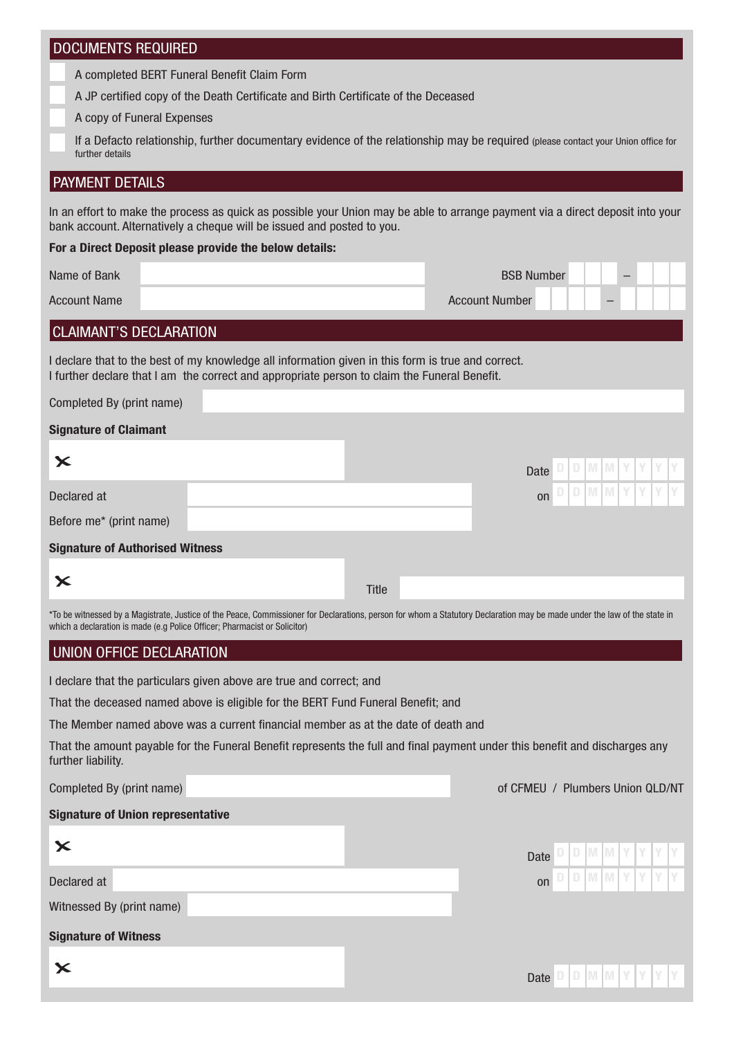## DOCUMENTS REQUIRED

- A completed BERT Funeral Benefit Claim Form
- A JP certified copy of the Death Certificate and Birth Certificate of the Deceased
- A copy of Funeral Expenses
- If a Defacto relationship, further documentary evidence of the relationship may be required (please contact your Union office for further details

## PAYMENT DETAILS

In an effort to make the process as quick as possible your Union may be able to arrange payment via a direct deposit into your bank account. Alternatively a cheque will be issued and posted to you.

**For a Direct Deposit please provide the below details:**

Name of Bank

BSB Number –

Account Name

Account Number –

## CLAIMANT'S DECLARATION

I declare that to the best of my knowledge all information given in this form is true and correct.
I further declare that I am the correct and appropriate person to claim the Funeral Benefit.

Completed By (print name)

**Signature of Claimant**

✕

Date D D M M Y Y Y Y

Declared at

on D D M M Y Y Y Y

Before me* (print name)

**Signature of Authorised Witness**

✕

Title

*To be witnessed by a Magistrate, Justice of the Peace, Commissioner for Declarations, person for whom a Statutory Declaration may be made under the law of the state in which a declaration is made (e.g Police Officer; Pharmacist or Solicitor)

## UNION OFFICE DECLARATION

I declare that the particulars given above are true and correct; and

That the deceased named above is eligible for the BERT Fund Funeral Benefit; and

The Member named above was a current financial member as at the date of death and

That the amount payable for the Funeral Benefit represents the full and final payment under this benefit and discharges any further liability.

Completed By (print name) of CFMEU / Plumbers Union QLD/NT

**Signature of Union representative**

✕

Date D D M M Y Y Y Y

Declared at

on D D M M Y Y Y Y

Witnessed By (print name)

**Signature of Witness**

✕

Date D D M M Y Y Y Y